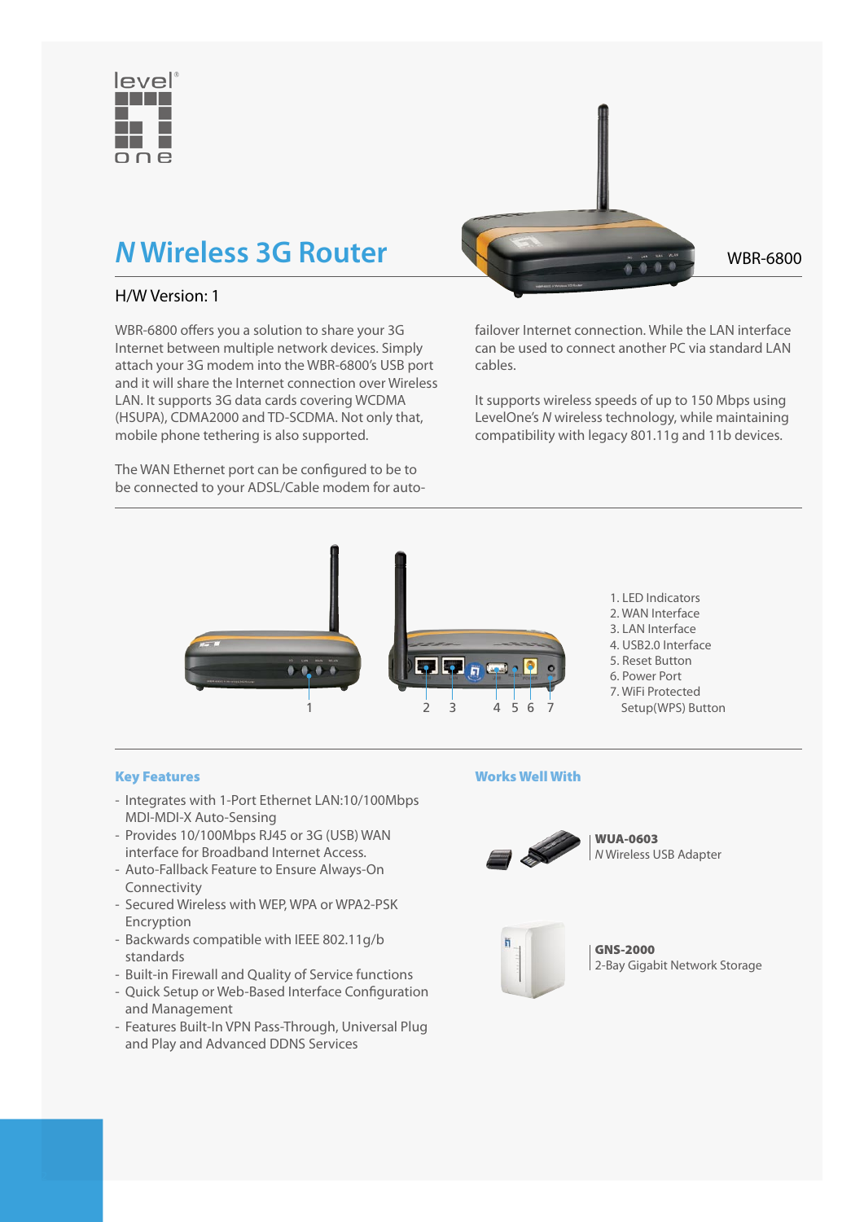# *N* Wireless 3G Router

WBR-6800

H/W Version: 1

WBR-6800 offers you a solution to share your 3G Internet between multiple network devices. Simply attach your 3G modem into the WBR-6800's USB port and it will share the Internet connection over Wireless LAN. It supports 3G data cards covering WCDMA (HSUPA), CDMA2000 and TD-SCDMA. Not only that, mobile phone tethering is also supported.

The WAN Ethernet port can be configured to be to be connected to your ADSL/Cable modem for auto-failover Internet connection. While the LAN interface can be used to connect another PC via standard LAN cables.

It supports wireless speeds of up to 150 Mbps using LevelOne's *N* wireless technology, while maintaining compatibility with legacy 802.11g and 11b devices.

1. LED Indicators
2. WAN Interface
3. LAN Interface
4. USB2.0 Interface
5. Reset Button
6. Power Port
7. WiFi Protected Setup(WPS) Button

## Key Features

- Integrates with 1-Port Ethernet LAN:10/100Mbps MDI-MDI-X Auto-Sensing
- Provides 10/100Mbps RJ45 or 3G (USB) WAN interface for Broadband Internet Access.
- Auto-Fallback Feature to Ensure Always-On Connectivity
- Secured Wireless with WEP, WPA or WPA2-PSK Encryption
- Backwards compatible with IEEE 802.11g/b standards
- Built-in Firewall and Quality of Service functions
- Quick Setup or Web-Based Interface Configuration and Management
- Features Built-In VPN Pass-Through, Universal Plug and Play and Advanced DDNS Services

## Works Well With

**WUA-0603**
*N* Wireless USB Adapter

**GNS-2000**
2-Bay Gigabit Network Storage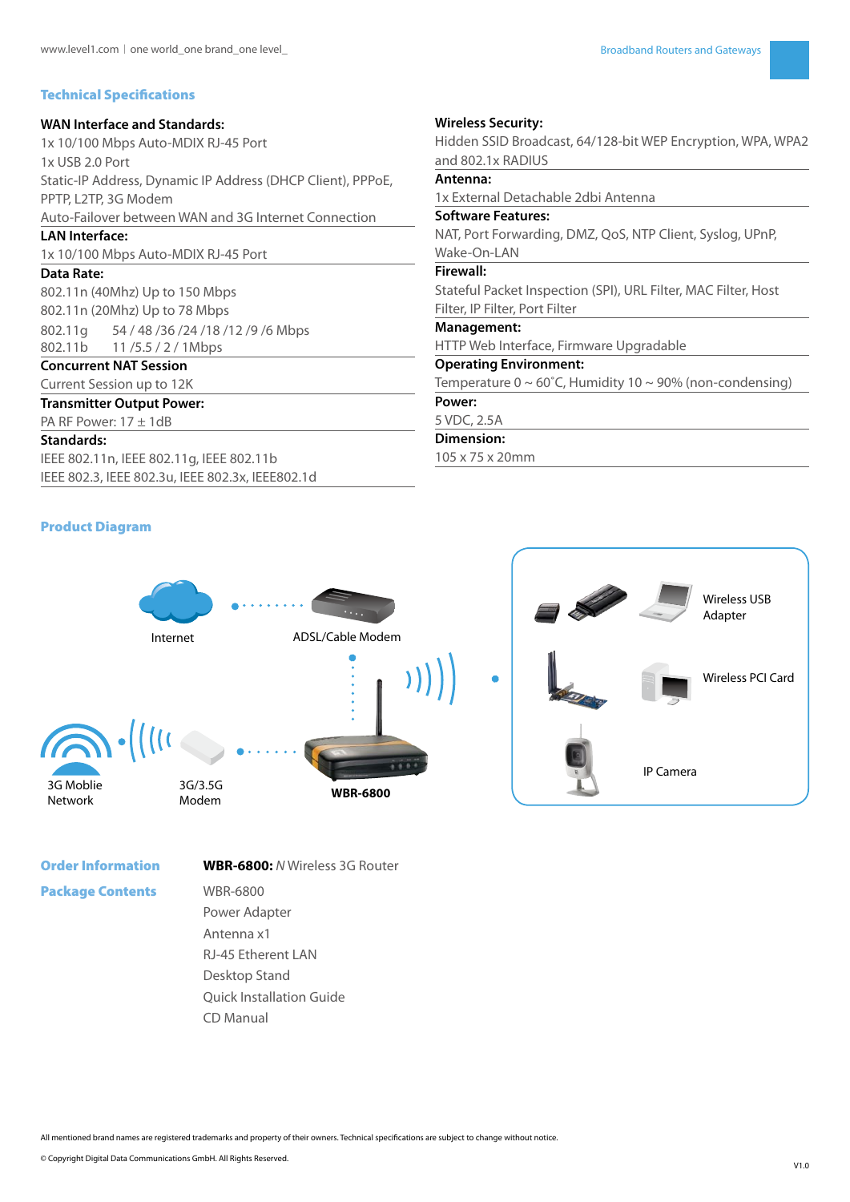## Technical Specifications

**WAN Interface and Standards:**
1x 10/100 Mbps Auto-MDIX RJ-45 Port
1x USB 2.0 Port
Static-IP Address, Dynamic IP Address (DHCP Client), PPPoE, PPTP, L2TP, 3G Modem
Auto-Failover between WAN and 3G Internet Connection

**LAN Interface:**
1x 10/100 Mbps Auto-MDIX RJ-45 Port

**Data Rate:**
802.11n (40Mhz) Up to 150 Mbps
802.11n (20Mhz) Up to 78 Mbps
802.11g 54 / 48 /36 /24 /18 /12 /9 /6 Mbps
802.11b 11 /5.5 / 2 / 1Mbps

**Concurrent NAT Session**
Current Session up to 12K

**Transmitter Output Power:**
PA RF Power: 17 ± 1dB

**Standards:**
IEEE 802.11n, IEEE 802.11g, IEEE 802.11b
IEEE 802.3, IEEE 802.3u, IEEE 802.3x, IEEE802.1d

**Wireless Security:**
Hidden SSID Broadcast, 64/128-bit WEP Encryption, WPA, WPA2 and 802.1x RADIUS

**Antenna:**
1x External Detachable 2dbi Antenna

**Software Features:**
NAT, Port Forwarding, DMZ, QoS, NTP Client, Syslog, UPnP, Wake-On-LAN

**Firewall:**
Stateful Packet Inspection (SPI), URL Filter, MAC Filter, Host Filter, IP Filter, Port Filter

**Management:**
HTTP Web Interface, Firmware Upgradable

**Operating Environment:**
Temperature 0 ~ 60˚C, Humidity 10 ~ 90% (non-condensing)

**Power:**
5 VDC, 2.5A

**Dimension:**
105 x 75 x 20mm

## Product Diagram

Internet
ADSL/Cable Modem
3G Moblie Network
3G/3.5G Modem
WBR-6800
Wireless USB Adapter
Wireless PCI Card
IP Camera

## Order Information

**WBR-6800:** *N* Wireless 3G Router

## Package Contents

WBR-6800
Power Adapter
Antenna x1
RJ-45 Etherent LAN
Desktop Stand
Quick Installation Guide
CD Manual

All mentioned brand names are registered trademarks and property of their owners. Technical specifications are subject to change without notice.

© Copyright Digital Data Communications GmbH. All Rights Reserved.